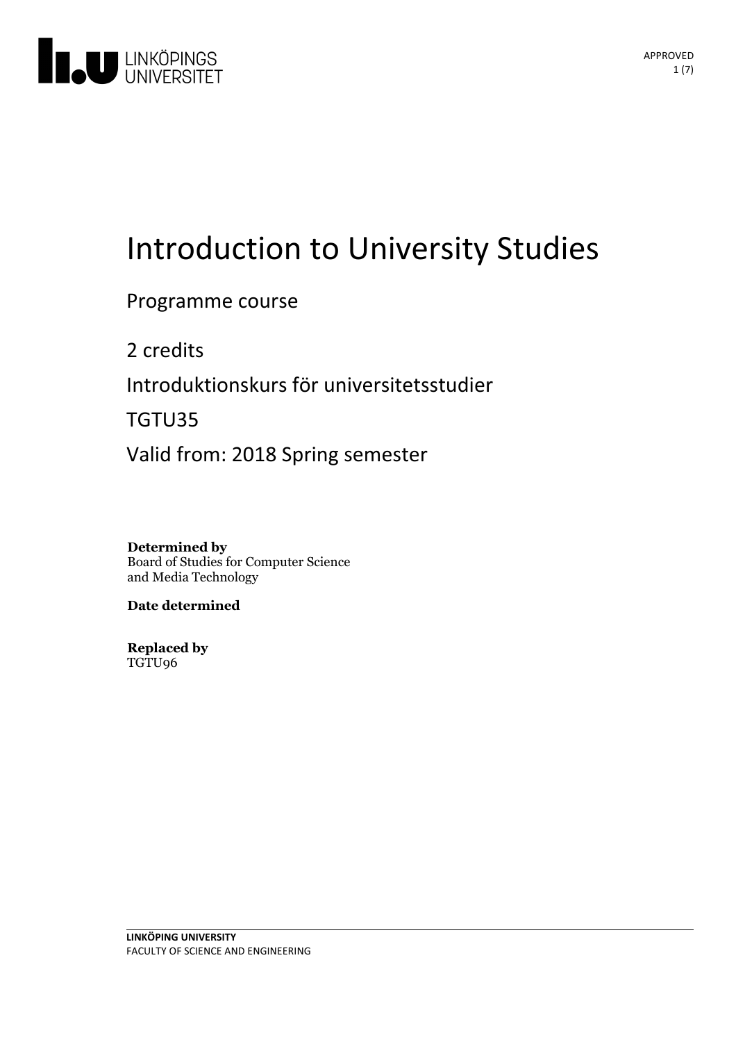# Introduction to University Studies

Programme course

2 credits

Introduktionskurs för universitetsstudier

TGTU35

Valid from: 2018 Spring semester

**Determined by**
Board of Studies for Computer Science and Media Technology

**Date determined**

**Replaced by**
TGTU96

LINKÖPING UNIVERSITY
FACULTY OF SCIENCE AND ENGINEERING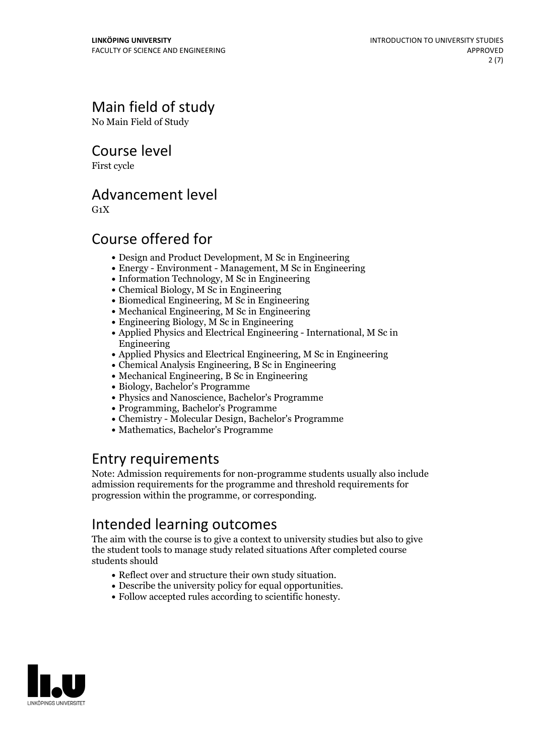## Main field of study

No Main Field of Study

## Course level

First cycle

## Advancement level

G1X

## Course offered for

- Design and Product Development, M Sc in Engineering
- Energy - Environment - Management, M Sc in Engineering
- Information Technology, M Sc in Engineering
- Chemical Biology, M Sc in Engineering
- Biomedical Engineering, M Sc in Engineering
- Mechanical Engineering, M Sc in Engineering
- Engineering Biology, M Sc in Engineering
- Applied Physics and Electrical Engineering - International, M Sc in Engineering
- Applied Physics and Electrical Engineering, M Sc in Engineering
- Chemical Analysis Engineering, B Sc in Engineering
- Mechanical Engineering, B Sc in Engineering
- Biology, Bachelor's Programme
- Physics and Nanoscience, Bachelor's Programme
- Programming, Bachelor's Programme
- Chemistry - Molecular Design, Bachelor's Programme
- Mathematics, Bachelor's Programme

## Entry requirements

Note: Admission requirements for non-programme students usually also include admission requirements for the programme and threshold requirements for progression within the programme, or corresponding.

## Intended learning outcomes

The aim with the course is to give a context to university studies but also to give the student tools to manage study related situations After completed course students should

- Reflect over and structure their own study situation.
- Describe the university policy for equal opportunities.
- Follow accepted rules according to scientific honesty.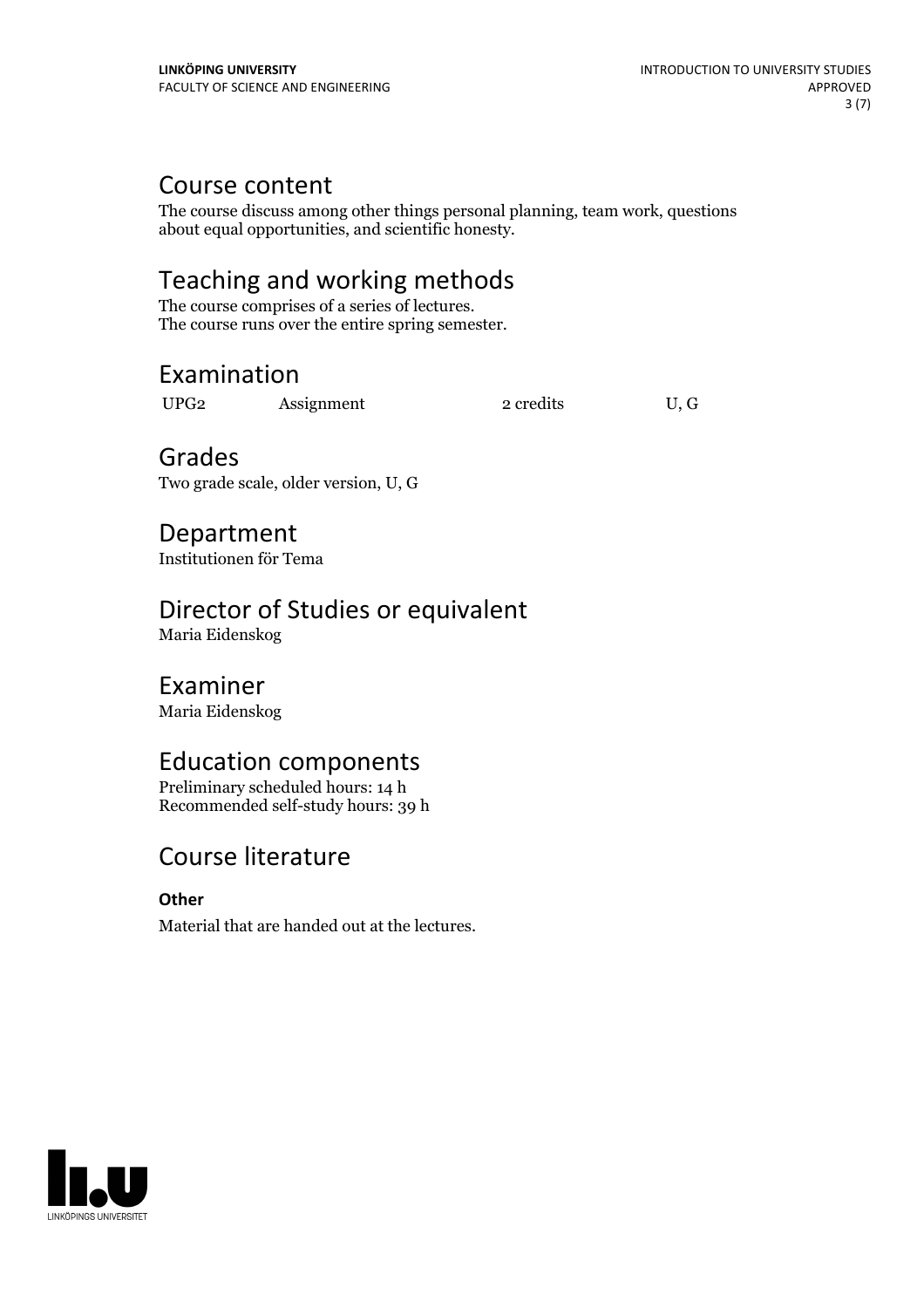## Course content

The course discuss among other things personal planning, team work, questions about equal opportunities, and scientific honesty.

## Teaching and working methods

The course comprises of a series of lectures.
The course runs over the entire spring semester.

## Examination

| | | | |
|---|---|---|---|
| UPG2 | Assignment | 2 credits | U, G |

## Grades

Two grade scale, older version, U, G

## Department

Institutionen för Tema

## Director of Studies or equivalent

Maria Eidenskog

## Examiner

Maria Eidenskog

## Education components

Preliminary scheduled hours: 14 h
Recommended self-study hours: 39 h

## Course literature

**Other**

Material that are handed out at the lectures.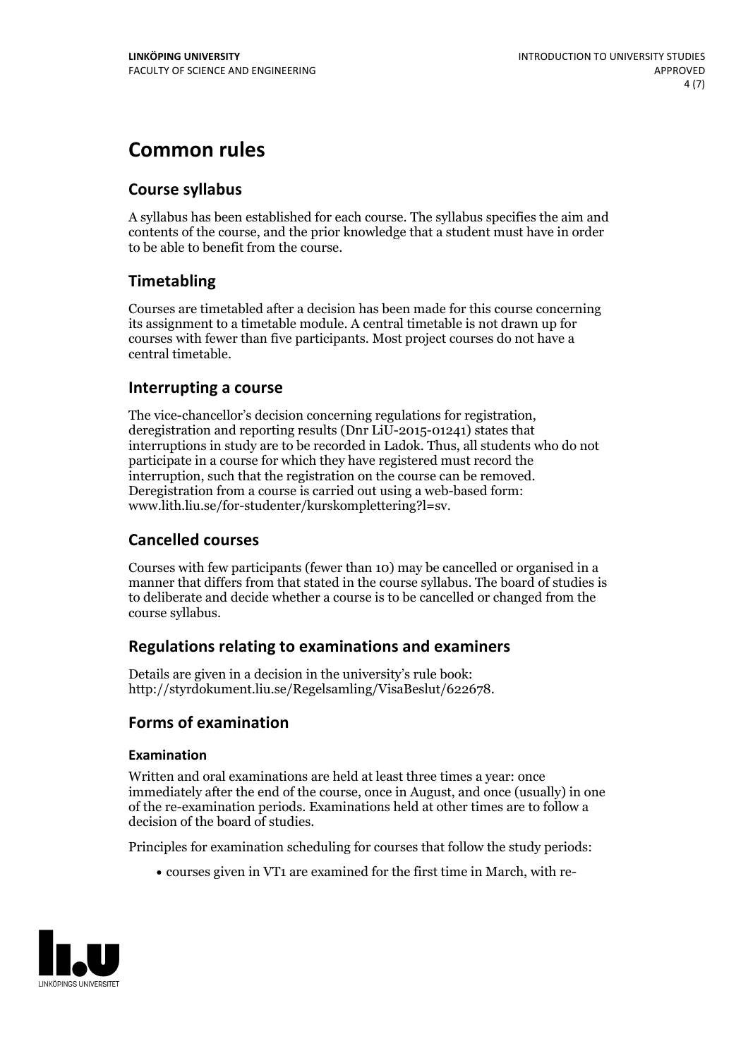# Common rules

## Course syllabus

A syllabus has been established for each course. The syllabus specifies the aim and contents of the course, and the prior knowledge that a student must have in order to be able to benefit from the course.

## Timetabling

Courses are timetabled after a decision has been made for this course concerning its assignment to a timetable module. A central timetable is not drawn up for courses with fewer than five participants. Most project courses do not have a central timetable.

## Interrupting a course

The vice-chancellor's decision concerning regulations for registration, deregistration and reporting results (Dnr LiU-2015-01241) states that interruptions in study are to be recorded in Ladok. Thus, all students who do not participate in a course for which they have registered must record the interruption, such that the registration on the course can be removed. Deregistration from a course is carried out using a web-based form: www.lith.liu.se/for-studenter/kurskomplettering?l=sv.

## Cancelled courses

Courses with few participants (fewer than 10) may be cancelled or organised in a manner that differs from that stated in the course syllabus. The board of studies is to deliberate and decide whether a course is to be cancelled or changed from the course syllabus.

## Regulations relating to examinations and examiners

Details are given in a decision in the university's rule book: http://styrdokument.liu.se/Regelsamling/VisaBeslut/622678.

## Forms of examination

### Examination

Written and oral examinations are held at least three times a year: once immediately after the end of the course, once in August, and once (usually) in one of the re-examination periods. Examinations held at other times are to follow a decision of the board of studies.

Principles for examination scheduling for courses that follow the study periods:

- courses given in VT1 are examined for the first time in March, with re-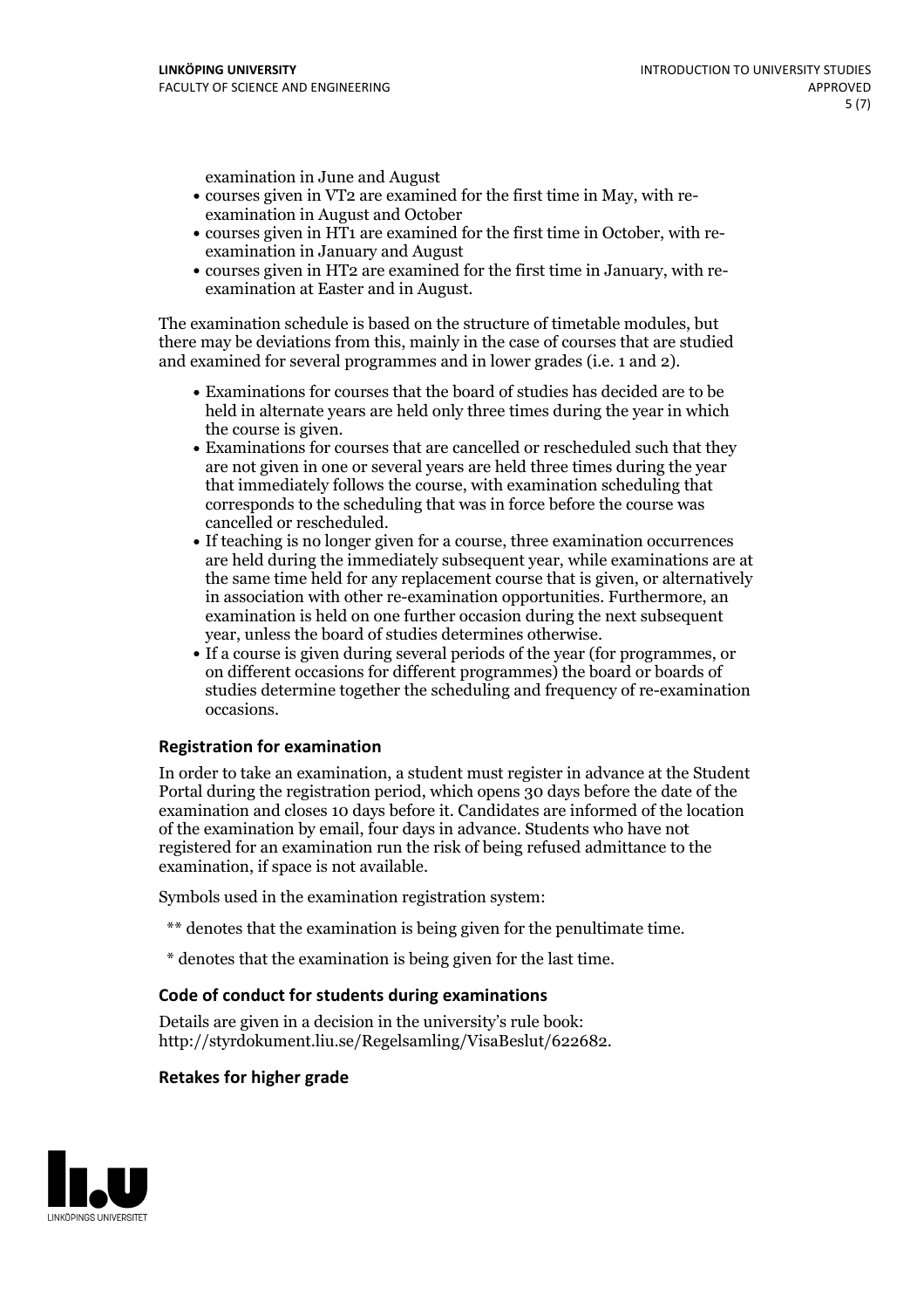examination in June and August

- courses given in VT2 are examined for the first time in May, with re-examination in August and October
- courses given in HT1 are examined for the first time in October, with re-examination in January and August
- courses given in HT2 are examined for the first time in January, with re-examination at Easter and in August.

The examination schedule is based on the structure of timetable modules, but there may be deviations from this, mainly in the case of courses that are studied and examined for several programmes and in lower grades (i.e. 1 and 2).

- Examinations for courses that the board of studies has decided are to be held in alternate years are held only three times during the year in which the course is given.
- Examinations for courses that are cancelled or rescheduled such that they are not given in one or several years are held three times during the year that immediately follows the course, with examination scheduling that corresponds to the scheduling that was in force before the course was cancelled or rescheduled.
- If teaching is no longer given for a course, three examination occurrences are held during the immediately subsequent year, while examinations are at the same time held for any replacement course that is given, or alternatively in association with other re-examination opportunities. Furthermore, an examination is held on one further occasion during the next subsequent year, unless the board of studies determines otherwise.
- If a course is given during several periods of the year (for programmes, or on different occasions for different programmes) the board or boards of studies determine together the scheduling and frequency of re-examination occasions.

### Registration for examination

In order to take an examination, a student must register in advance at the Student Portal during the registration period, which opens 30 days before the date of the examination and closes 10 days before it. Candidates are informed of the location of the examination by email, four days in advance. Students who have not registered for an examination run the risk of being refused admittance to the examination, if space is not available.

Symbols used in the examination registration system:

** denotes that the examination is being given for the penultimate time.

* denotes that the examination is being given for the last time.

### Code of conduct for students during examinations

Details are given in a decision in the university's rule book: http://styrdokument.liu.se/Regelsamling/VisaBeslut/622682.

### Retakes for higher grade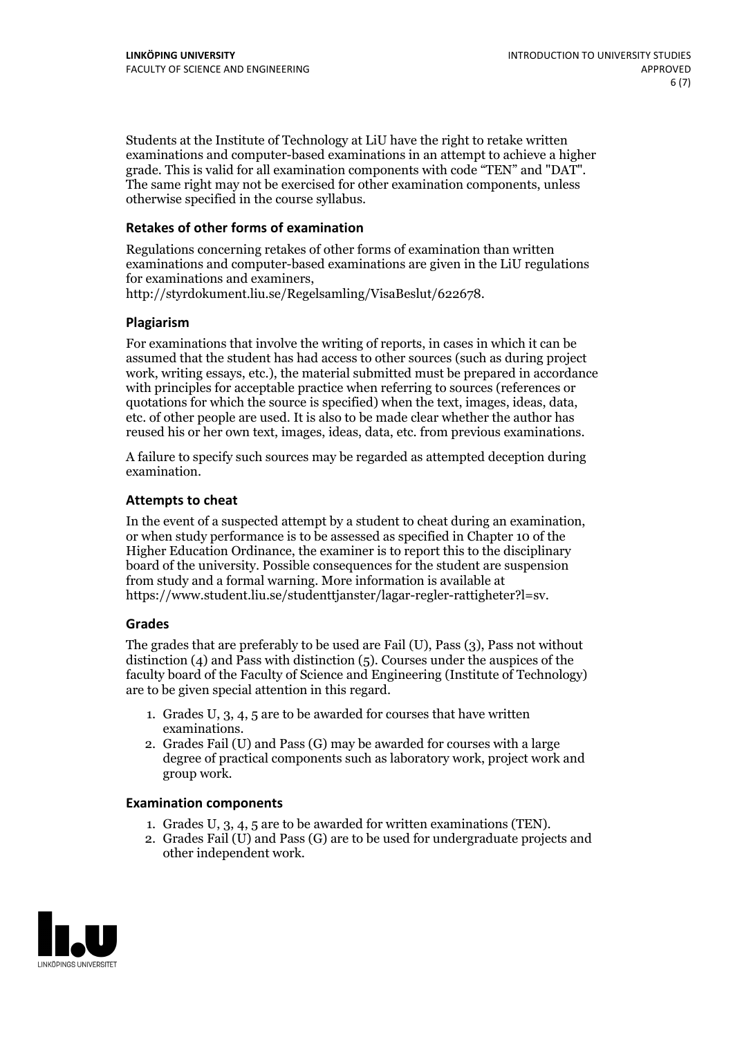Students at the Institute of Technology at LiU have the right to retake written examinations and computer-based examinations in an attempt to achieve a higher grade. This is valid for all examination components with code "TEN" and "DAT". The same right may not be exercised for other examination components, unless otherwise specified in the course syllabus.

### Retakes of other forms of examination

Regulations concerning retakes of other forms of examination than written examinations and computer-based examinations are given in the LiU regulations for examinations and examiners, http://styrdokument.liu.se/Regelsamling/VisaBeslut/622678.

### Plagiarism

For examinations that involve the writing of reports, in cases in which it can be assumed that the student has had access to other sources (such as during project work, writing essays, etc.), the material submitted must be prepared in accordance with principles for acceptable practice when referring to sources (references or quotations for which the source is specified) when the text, images, ideas, data, etc. of other people are used. It is also to be made clear whether the author has reused his or her own text, images, ideas, data, etc. from previous examinations.

A failure to specify such sources may be regarded as attempted deception during examination.

### Attempts to cheat

In the event of a suspected attempt by a student to cheat during an examination, or when study performance is to be assessed as specified in Chapter 10 of the Higher Education Ordinance, the examiner is to report this to the disciplinary board of the university. Possible consequences for the student are suspension from study and a formal warning. More information is available at https://www.student.liu.se/studenttjanster/lagar-regler-rattigheter?l=sv.

### Grades

The grades that are preferably to be used are Fail (U), Pass (3), Pass not without distinction (4) and Pass with distinction (5). Courses under the auspices of the faculty board of the Faculty of Science and Engineering (Institute of Technology) are to be given special attention in this regard.

1. Grades U, 3, 4, 5 are to be awarded for courses that have written examinations.
2. Grades Fail (U) and Pass (G) may be awarded for courses with a large degree of practical components such as laboratory work, project work and group work.

### Examination components

1. Grades U, 3, 4, 5 are to be awarded for written examinations (TEN).
2. Grades Fail (U) and Pass (G) are to be used for undergraduate projects and other independent work.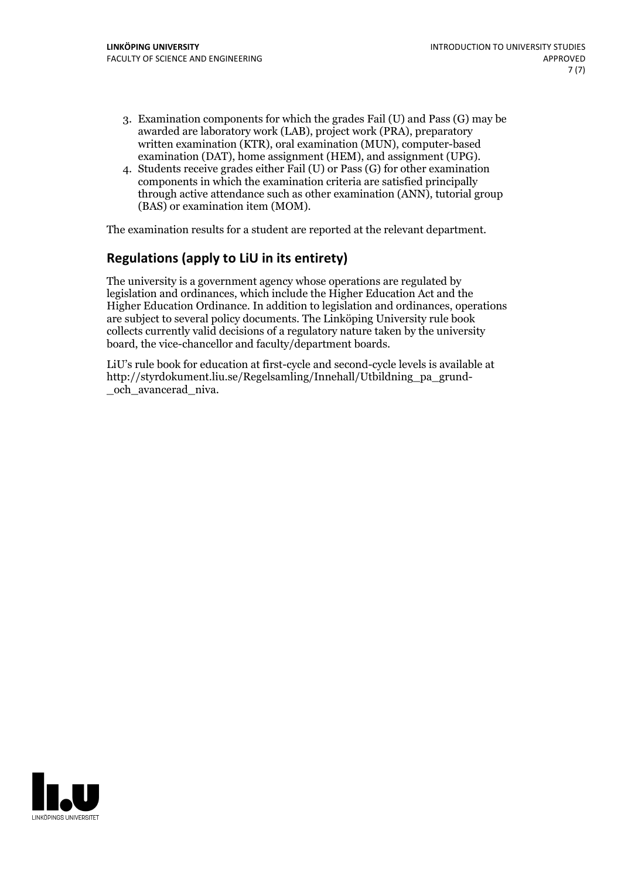3. Examination components for which the grades Fail (U) and Pass (G) may be awarded are laboratory work (LAB), project work (PRA), preparatory written examination (KTR), oral examination (MUN), computer-based examination (DAT), home assignment (HEM), and assignment (UPG).
4. Students receive grades either Fail (U) or Pass (G) for other examination components in which the examination criteria are satisfied principally through active attendance such as other examination (ANN), tutorial group (BAS) or examination item (MOM).

The examination results for a student are reported at the relevant department.

## Regulations (apply to LiU in its entirety)

The university is a government agency whose operations are regulated by legislation and ordinances, which include the Higher Education Act and the Higher Education Ordinance. In addition to legislation and ordinances, operations are subject to several policy documents. The Linköping University rule book collects currently valid decisions of a regulatory nature taken by the university board, the vice-chancellor and faculty/department boards.

LiU's rule book for education at first-cycle and second-cycle levels is available at http://styrdokument.liu.se/Regelsamling/Innehall/Utbildning_pa_grund-_och_avancerad_niva.